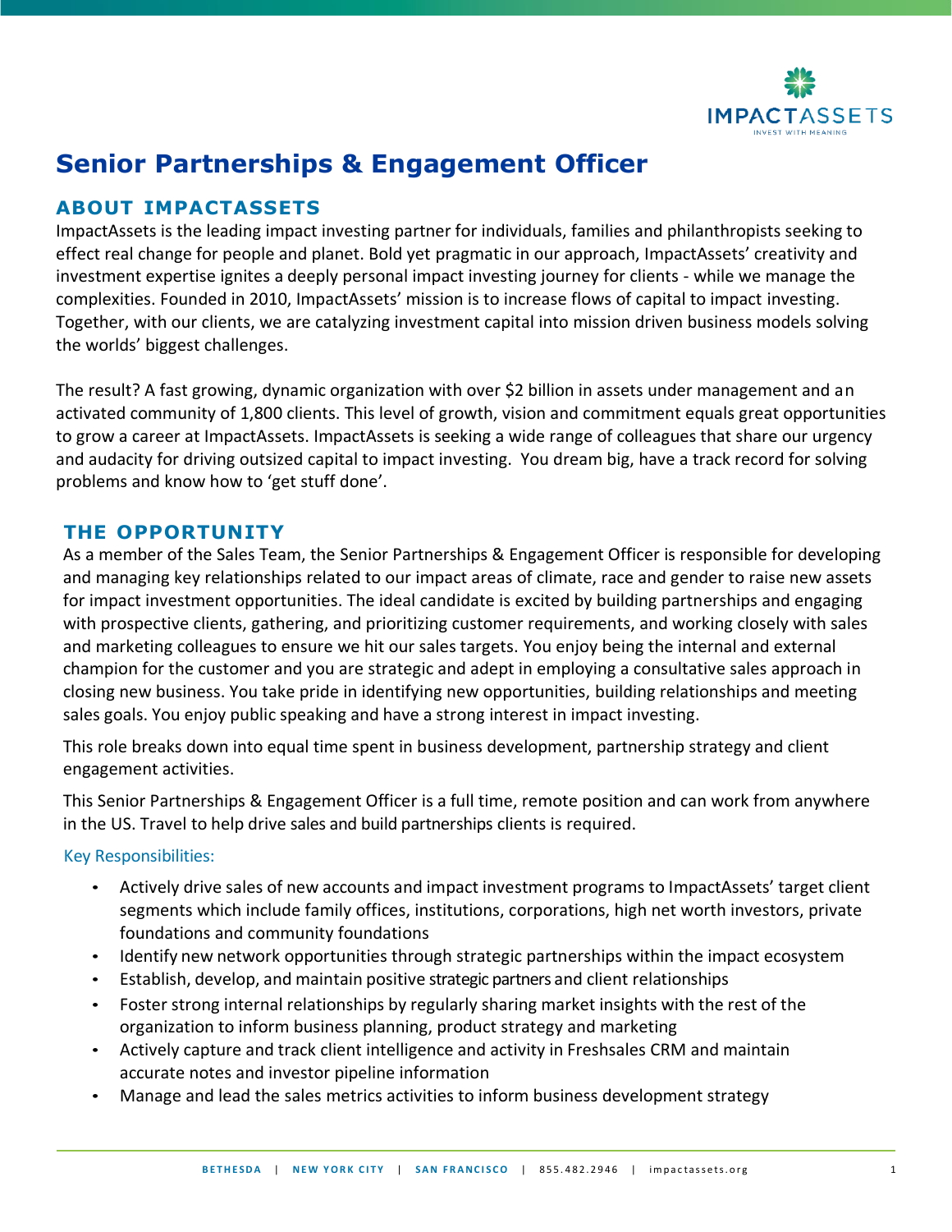# Senior Partnerships & Engagement Officer

## ABOUT IMPACTASSETS

ImpactAssets is the leading impact investing partner for individuals, families and philanthropists seeking to effect real change for people and planet. Bold yet pragmatic in our approach, ImpactAssets' creativity and investment expertise ignites a deeply personal impact investing journey for clients - while we manage the complexities. Founded in 2010, ImpactAssets' mission is to increase flows of capital to impact investing. Together, with our clients, we are catalyzing investment capital into mission driven business models solving the worlds' biggest challenges.

The result? A fast growing, dynamic organization with over $2 billion in assets under management and an activated community of 1,800 clients. This level of growth, vision and commitment equals great opportunities to grow a career at ImpactAssets. ImpactAssets is seeking a wide range of colleagues that share our urgency and audacity for driving outsized capital to impact investing. You dream big, have a track record for solving problems and know how to 'get stuff done'.

## THE OPPORTUNITY

As a member of the Sales Team, the Senior Partnerships & Engagement Officer is responsible for developing and managing key relationships related to our impact areas of climate, race and gender to raise new assets for impact investment opportunities. The ideal candidate is excited by building partnerships and engaging with prospective clients, gathering, and prioritizing customer requirements, and working closely with sales and marketing colleagues to ensure we hit our sales targets. You enjoy being the internal and external champion for the customer and you are strategic and adept in employing a consultative sales approach in closing new business. You take pride in identifying new opportunities, building relationships and meeting sales goals. You enjoy public speaking and have a strong interest in impact investing.

This role breaks down into equal time spent in business development, partnership strategy and client engagement activities.

This Senior Partnerships & Engagement Officer is a full time, remote position and can work from anywhere in the US. Travel to help drive sales and build partnerships clients is required.

### Key Responsibilities:

- Actively drive sales of new accounts and impact investment programs to ImpactAssets' target client segments which include family offices, institutions, corporations, high net worth investors, private foundations and community foundations
- Identify new network opportunities through strategic partnerships within the impact ecosystem
- Establish, develop, and maintain positive strategic partners and client relationships
- Foster strong internal relationships by regularly sharing market insights with the rest of the organization to inform business planning, product strategy and marketing
- Actively capture and track client intelligence and activity in Freshsales CRM and maintain accurate notes and investor pipeline information
- Manage and lead the sales metrics activities to inform business development strategy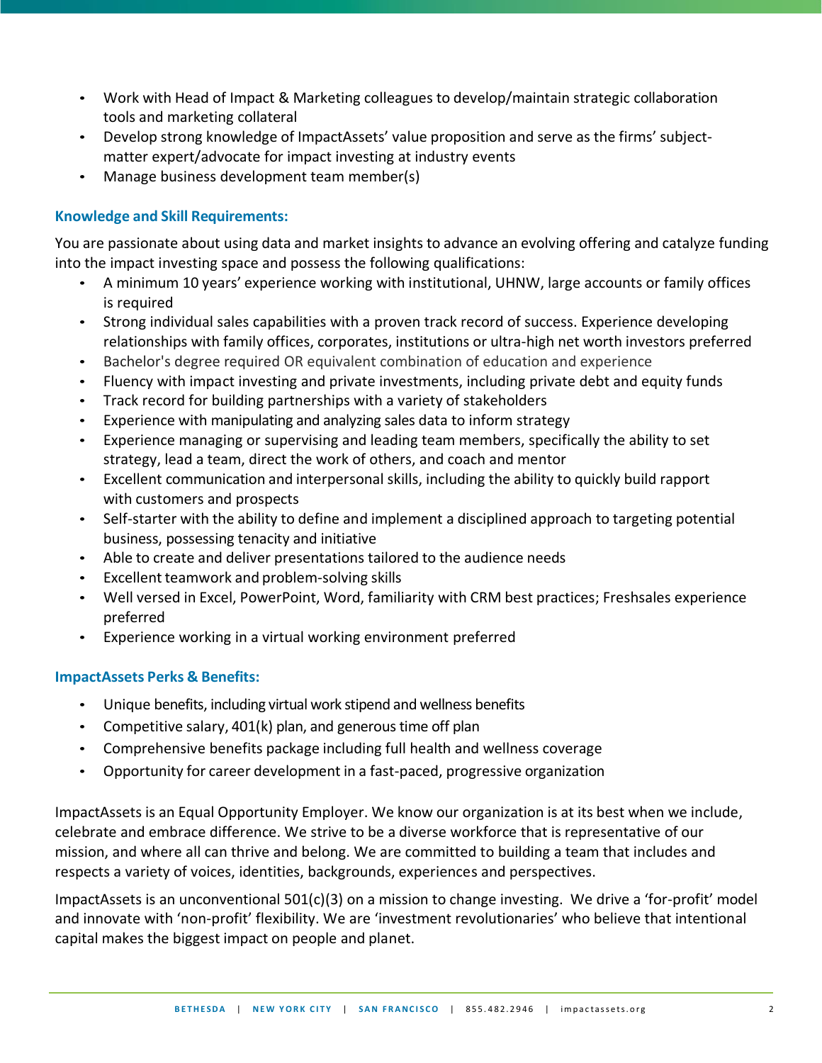- Work with Head of Impact & Marketing colleagues to develop/maintain strategic collaboration tools and marketing collateral
- Develop strong knowledge of ImpactAssets' value proposition and serve as the firms' subject-matter expert/advocate for impact investing at industry events
- Manage business development team member(s)

### Knowledge and Skill Requirements:

You are passionate about using data and market insights to advance an evolving offering and catalyze funding into the impact investing space and possess the following qualifications:

- A minimum 10 years' experience working with institutional, UHNW, large accounts or family offices is required
- Strong individual sales capabilities with a proven track record of success. Experience developing relationships with family offices, corporates, institutions or ultra-high net worth investors preferred
- Bachelor's degree required OR equivalent combination of education and experience
- Fluency with impact investing and private investments, including private debt and equity funds
- Track record for building partnerships with a variety of stakeholders
- Experience with manipulating and analyzing sales data to inform strategy
- Experience managing or supervising and leading team members, specifically the ability to set strategy, lead a team, direct the work of others, and coach and mentor
- Excellent communication and interpersonal skills, including the ability to quickly build rapport with customers and prospects
- Self-starter with the ability to define and implement a disciplined approach to targeting potential business, possessing tenacity and initiative
- Able to create and deliver presentations tailored to the audience needs
- Excellent teamwork and problem-solving skills
- Well versed in Excel, PowerPoint, Word, familiarity with CRM best practices; Freshsales experience preferred
- Experience working in a virtual working environment preferred

### ImpactAssets Perks & Benefits:

- Unique benefits, including virtual work stipend and wellness benefits
- Competitive salary, 401(k) plan, and generous time off plan
- Comprehensive benefits package including full health and wellness coverage
- Opportunity for career development in a fast-paced, progressive organization

ImpactAssets is an Equal Opportunity Employer. We know our organization is at its best when we include, celebrate and embrace difference. We strive to be a diverse workforce that is representative of our mission, and where all can thrive and belong. We are committed to building a team that includes and respects a variety of voices, identities, backgrounds, experiences and perspectives.

ImpactAssets is an unconventional 501(c)(3) on a mission to change investing. We drive a 'for-profit' model and innovate with 'non-profit' flexibility. We are 'investment revolutionaries' who believe that intentional capital makes the biggest impact on people and planet.